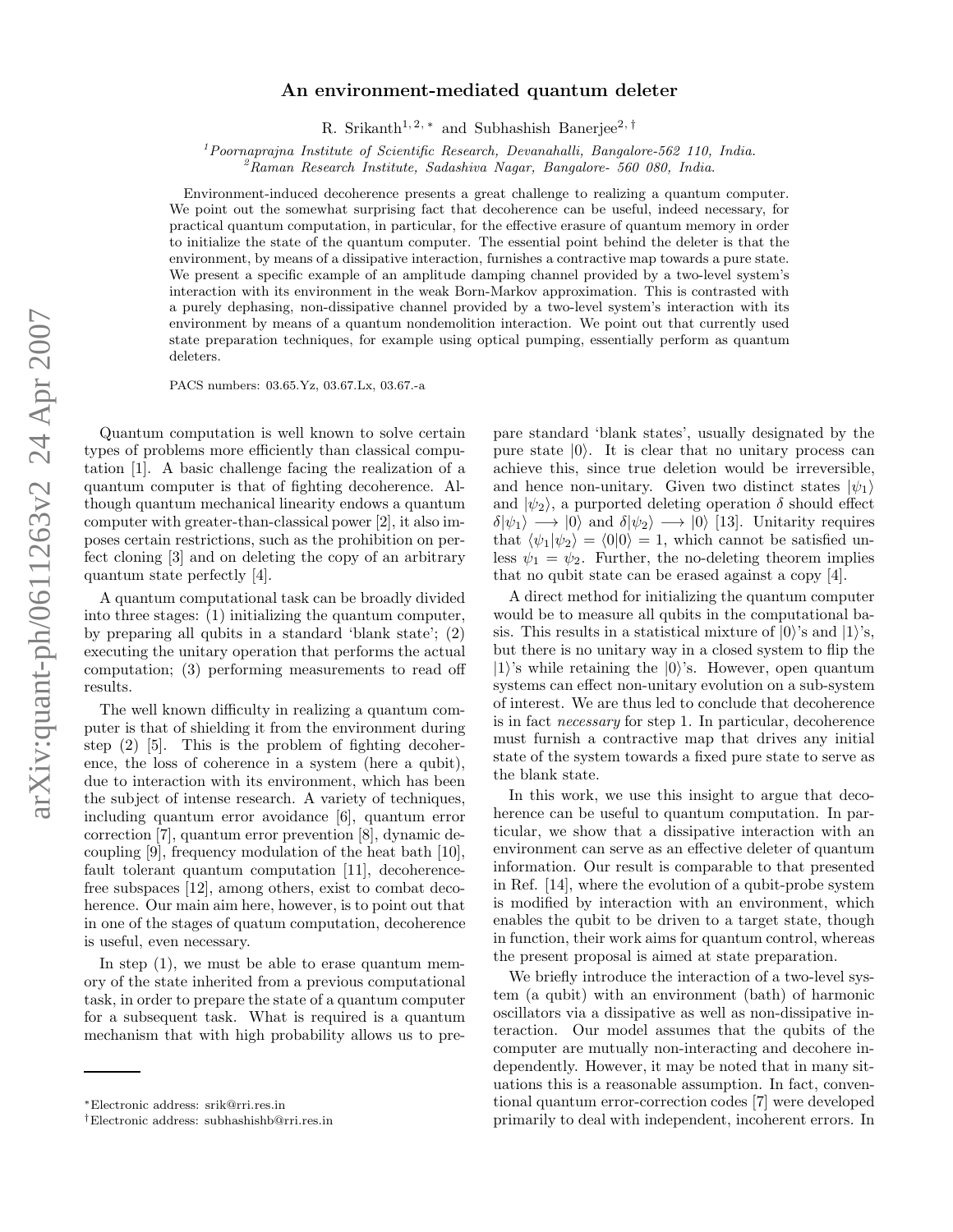# An environment-mediated quantum deleter

R. Srikanth[1,2,*] and Subhashish Banerjee[2,†]

[1] *Poornaprajna Institute of Scientific Research, Devanahalli, Bangalore-562 110, India.*
[2] *Raman Research Institute, Sadashiva Nagar, Bangalore- 560 080, India.*

Environment-induced decoherence presents a great challenge to realizing a quantum computer. We point out the somewhat surprising fact that decoherence can be useful, indeed necessary, for practical quantum computation, in particular, for the effective erasure of quantum memory in order to initialize the state of the quantum computer. The essential point behind the deleter is that the environment, by means of a dissipative interaction, furnishes a contractive map towards a pure state. We present a specific example of an amplitude damping channel provided by a two-level system's interaction with its environment in the weak Born-Markov approximation. This is contrasted with a purely dephasing, non-dissipative channel provided by a two-level system's interaction with its environment by means of a quantum nondemolition interaction. We point out that currently used state preparation techniques, for example using optical pumping, essentially perform as quantum deleters.

PACS numbers: 03.65.Yz, 03.67.Lx, 03.67.-a

Quantum computation is well known to solve certain types of problems more efficiently than classical computation [1]. A basic challenge facing the realization of a quantum computer is that of fighting decoherence. Although quantum mechanical linearity endows a quantum computer with greater-than-classical power [2], it also imposes certain restrictions, such as the prohibition on perfect cloning [3] and on deleting the copy of an arbitrary quantum state perfectly [4].

A quantum computational task can be broadly divided into three stages: (1) initializing the quantum computer, by preparing all qubits in a standard 'blank state'; (2) executing the unitary operation that performs the actual computation; (3) performing measurements to read off results.

The well known difficulty in realizing a quantum computer is that of shielding it from the environment during step (2) [5]. This is the problem of fighting decoherence, the loss of coherence in a system (here a qubit), due to interaction with its environment, which has been the subject of intense research. A variety of techniques, including quantum error avoidance [6], quantum error correction [7], quantum error prevention [8], dynamic decoupling [9], frequency modulation of the heat bath [10], fault tolerant quantum computation [11], decoherence-free subspaces [12], among others, exist to combat decoherence. Our main aim here, however, is to point out that in one of the stages of quatum computation, decoherence is useful, even necessary.

In step (1), we must be able to erase quantum memory of the state inherited from a previous computational task, in order to prepare the state of a quantum computer for a subsequent task. What is required is a quantum mechanism that with high probability allows us to prepare standard 'blank states', usually designated by the pure state $|0\rangle$. It is clear that no unitary process can achieve this, since true deletion would be irreversible, and hence non-unitary. Given two distinct states $|\psi_1\rangle$ and $|\psi_2\rangle$, a purported deleting operation $\delta$ should effect $\delta|\psi_1\rangle \longrightarrow |0\rangle$ and $\delta|\psi_2\rangle \longrightarrow |0\rangle$ [13]. Unitarity requires that $\langle\psi_1|\psi_2\rangle = \langle 0|0\rangle = 1$, which cannot be satisfied unless $\psi_1 = \psi_2$. Further, the no-deleting theorem implies that no qubit state can be erased against a copy [4].

A direct method for initializing the quantum computer would be to measure all qubits in the computational basis. This results in a statistical mixture of $|0\rangle$'s and $|1\rangle$'s, but there is no unitary way in a closed system to flip the $|1\rangle$'s while retaining the $|0\rangle$'s. However, open quantum systems can effect non-unitary evolution on a sub-system of interest. We are thus led to conclude that decoherence is in fact *necessary* for step 1. In particular, decoherence must furnish a contractive map that drives any initial state of the system towards a fixed pure state to serve as the blank state.

In this work, we use this insight to argue that decoherence can be useful to quantum computation. In particular, we show that a dissipative interaction with an environment can serve as an effective deleter of quantum information. Our result is comparable to that presented in Ref. [14], where the evolution of a qubit-probe system is modified by interaction with an environment, which enables the qubit to be driven to a target state, though in function, their work aims for quantum control, whereas the present proposal is aimed at state preparation.

We briefly introduce the interaction of a two-level system (a qubit) with an environment (bath) of harmonic oscillators via a dissipative as well as non-dissipative interaction. Our model assumes that the qubits of the computer are mutually non-interacting and decohere independently. However, it may be noted that in many situations this is a reasonable assumption. In fact, conventional quantum error-correction codes [7] were developed primarily to deal with independent, incoherent errors. In

*Electronic address: srik@rri.res.in
†Electronic address: subhashishb@rri.res.in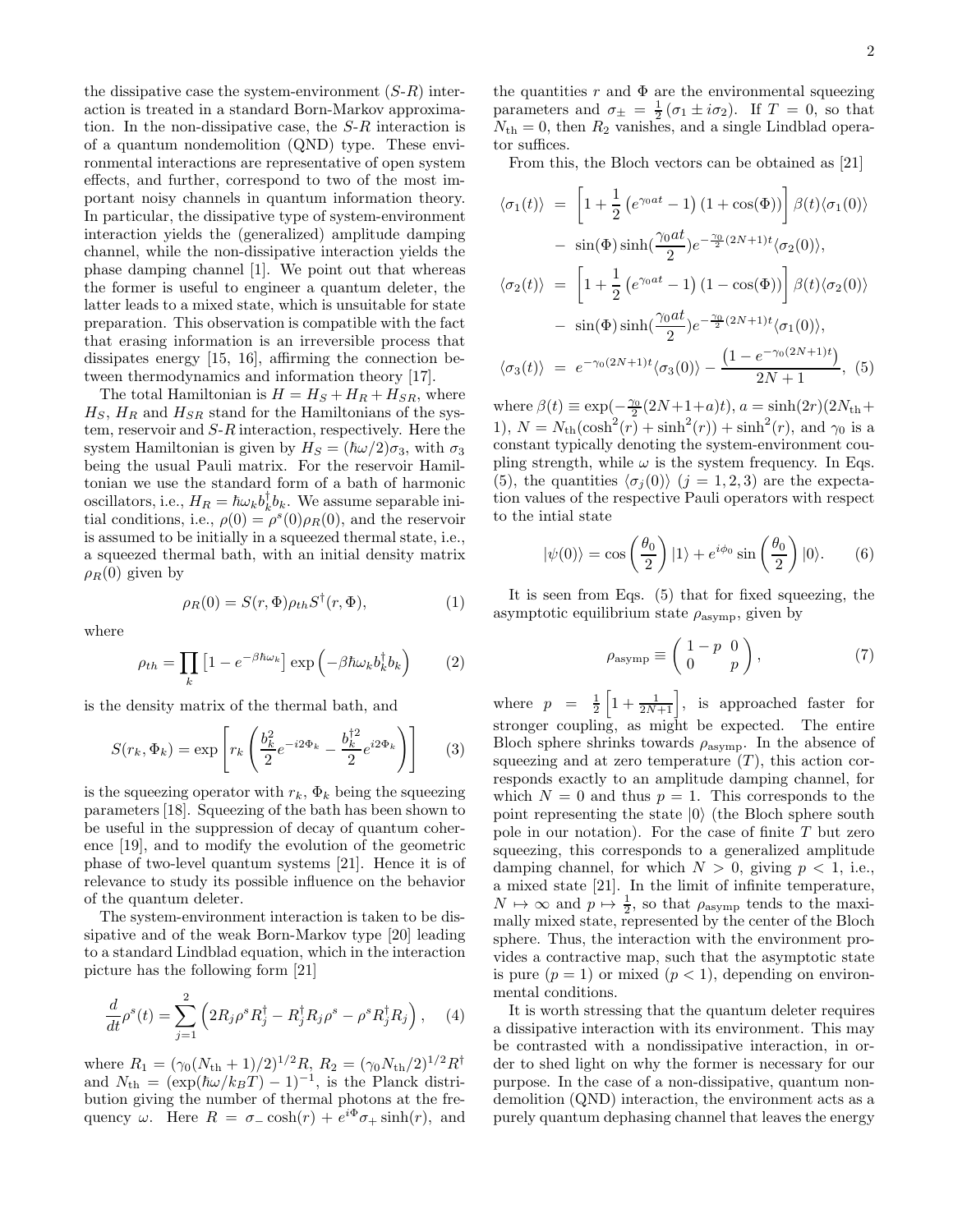the dissipative case the system-environment ($S$-$R$) interaction is treated in a standard Born-Markov approximation. In the non-dissipative case, the $S$-$R$ interaction is of a quantum nondemolition (QND) type. These environmental interactions are representative of open system effects, and further, correspond to two of the most important noisy channels in quantum information theory. In particular, the dissipative type of system-environment interaction yields the (generalized) amplitude damping channel, while the non-dissipative interaction yields the phase damping channel [1]. We point out that whereas the former is useful to engineer a quantum deleter, the latter leads to a mixed state, which is unsuitable for state preparation. This observation is compatible with the fact that erasing information is an irreversible process that dissipates energy [15, 16], affirming the connection between thermodynamics and information theory [17].

The total Hamiltonian is $H = H_S + H_R + H_{SR}$, where $H_S$, $H_R$ and $H_{SR}$ stand for the Hamiltonians of the system, reservoir and $S$-$R$ interaction, respectively. Here the system Hamiltonian is given by $H_S = (\hbar\omega/2)\sigma_3$, with $\sigma_3$ being the usual Pauli matrix. For the reservoir Hamiltonian we use the standard form of a bath of harmonic oscillators, i.e., $H_R = \hbar\omega_k b_k^\dagger b_k$. We assume separable initial conditions, i.e., $\rho(0) = \rho^s(0)\rho_R(0)$, and the reservoir is assumed to be initially in a squeezed thermal state, i.e., a squeezed thermal bath, with an initial density matrix $\rho_R(0)$ given by

$$\rho_R(0) = S(r,\Phi)\rho_{th}S^\dagger(r,\Phi), \tag{1}$$

where

$$\rho_{th} = \prod_k \left[1 - e^{-\beta\hbar\omega_k}\right]\exp\left(-\beta\hbar\omega_k b_k^\dagger b_k\right) \tag{2}$$

is the density matrix of the thermal bath, and

$$S(r_k,\Phi_k) = \exp\left[r_k\left(\frac{b_k^2}{2}e^{-i2\Phi_k} - \frac{b_k^{\dagger 2}}{2}e^{i2\Phi_k}\right)\right] \tag{3}$$

is the squeezing operator with $r_k$, $\Phi_k$ being the squeezing parameters [18]. Squeezing of the bath has been shown to be useful in the suppression of decay of quantum coherence [19], and to modify the evolution of the geometric phase of two-level quantum systems [21]. Hence it is of relevance to study its possible influence on the behavior of the quantum deleter.

The system-environment interaction is taken to be dissipative and of the weak Born-Markov type [20] leading to a standard Lindblad equation, which in the interaction picture has the following form [21]

$$\frac{d}{dt}\rho^s(t) = \sum_{j=1}^{2}\left(2R_j\rho^s R_j^\dagger - R_j^\dagger R_j\rho^s - \rho^s R_j^\dagger R_j\right), \tag{4}$$

where $R_1 = (\gamma_0(N_{\rm th}+1)/2)^{1/2}R$, $R_2 = (\gamma_0 N_{\rm th}/2)^{1/2}R^\dagger$ and $N_{\rm th} = (\exp(\hbar\omega/k_BT) - 1)^{-1}$, is the Planck distribution giving the number of thermal photons at the frequency $\omega$. Here $R = \sigma_-\cosh(r) + e^{i\Phi}\sigma_+\sinh(r)$, and the quantities $r$ and $\Phi$ are the environmental squeezing parameters and $\sigma_\pm = \frac{1}{2}(\sigma_1 \pm i\sigma_2)$. If $T = 0$, so that $N_{\rm th} = 0$, then $R_2$ vanishes, and a single Lindblad operator suffices.

From this, the Bloch vectors can be obtained as [21]

$$\begin{aligned}
\langle\sigma_1(t)\rangle &= \left[1 + \frac{1}{2}\left(e^{\gamma_0 at} - 1\right)(1 + \cos(\Phi))\right]\beta(t)\langle\sigma_1(0)\rangle \\
&\quad - \sin(\Phi)\sinh\left(\frac{\gamma_0 at}{2}\right)e^{-\frac{\gamma_0}{2}(2N+1)t}\langle\sigma_2(0)\rangle, \\
\langle\sigma_2(t)\rangle &= \left[1 + \frac{1}{2}\left(e^{\gamma_0 at} - 1\right)(1 - \cos(\Phi))\right]\beta(t)\langle\sigma_2(0)\rangle \\
&\quad - \sin(\Phi)\sinh\left(\frac{\gamma_0 at}{2}\right)e^{-\frac{\gamma_0}{2}(2N+1)t}\langle\sigma_1(0)\rangle, \\
\langle\sigma_3(t)\rangle &= e^{-\gamma_0(2N+1)t}\langle\sigma_3(0)\rangle - \frac{\left(1 - e^{-\gamma_0(2N+1)t}\right)}{2N+1},
\end{aligned} \tag{5}$$

where $\beta(t) \equiv \exp(-\frac{\gamma_0}{2}(2N+1+a)t)$, $a = \sinh(2r)(2N_{\rm th}+1)$, $N = N_{\rm th}(\cosh^2(r) + \sinh^2(r)) + \sinh^2(r)$, and $\gamma_0$ is a constant typically denoting the system-environment coupling strength, while $\omega$ is the system frequency. In Eqs. (5), the quantities $\langle\sigma_j(0)\rangle$ $(j = 1,2,3)$ are the expectation values of the respective Pauli operators with respect to the intial state

$$|\psi(0)\rangle = \cos\left(\frac{\theta_0}{2}\right)|1\rangle + e^{i\phi_0}\sin\left(\frac{\theta_0}{2}\right)|0\rangle. \tag{6}$$

It is seen from Eqs. (5) that for fixed squeezing, the asymptotic equilibrium state $\rho_{\rm asymp}$, given by

$$\rho_{\rm asymp} \equiv \begin{pmatrix} 1-p & 0 \\ 0 & p \end{pmatrix}, \tag{7}$$

where $p = \frac{1}{2}\left[1 + \frac{1}{2N+1}\right]$, is approached faster for stronger coupling, as might be expected. The entire Bloch sphere shrinks towards $\rho_{\rm asymp}$. In the absence of squeezing and at zero temperature ($T$), this action corresponds exactly to an amplitude damping channel, for which $N = 0$ and thus $p = 1$. This corresponds to the point representing the state $|0\rangle$ (the Bloch sphere south pole in our notation). For the case of finite $T$ but zero squeezing, this corresponds to a generalized amplitude damping channel, for which $N > 0$, giving $p < 1$, i.e., a mixed state [21]. In the limit of infinite temperature, $N \mapsto \infty$ and $p \mapsto \frac{1}{2}$, so that $\rho_{\rm asymp}$ tends to the maximally mixed state, represented by the center of the Bloch sphere. Thus, the interaction with the environment provides a contractive map, such that the asymptotic state is pure ($p = 1$) or mixed ($p < 1$), depending on environmental conditions.

It is worth stressing that the quantum deleter requires a dissipative interaction with its environment. This may be contrasted with a nondissipative interaction, in order to shed light on why the former is necessary for our purpose. In the case of a non-dissipative, quantum nondemolition (QND) interaction, the environment acts as a purely quantum dephasing channel that leaves the energy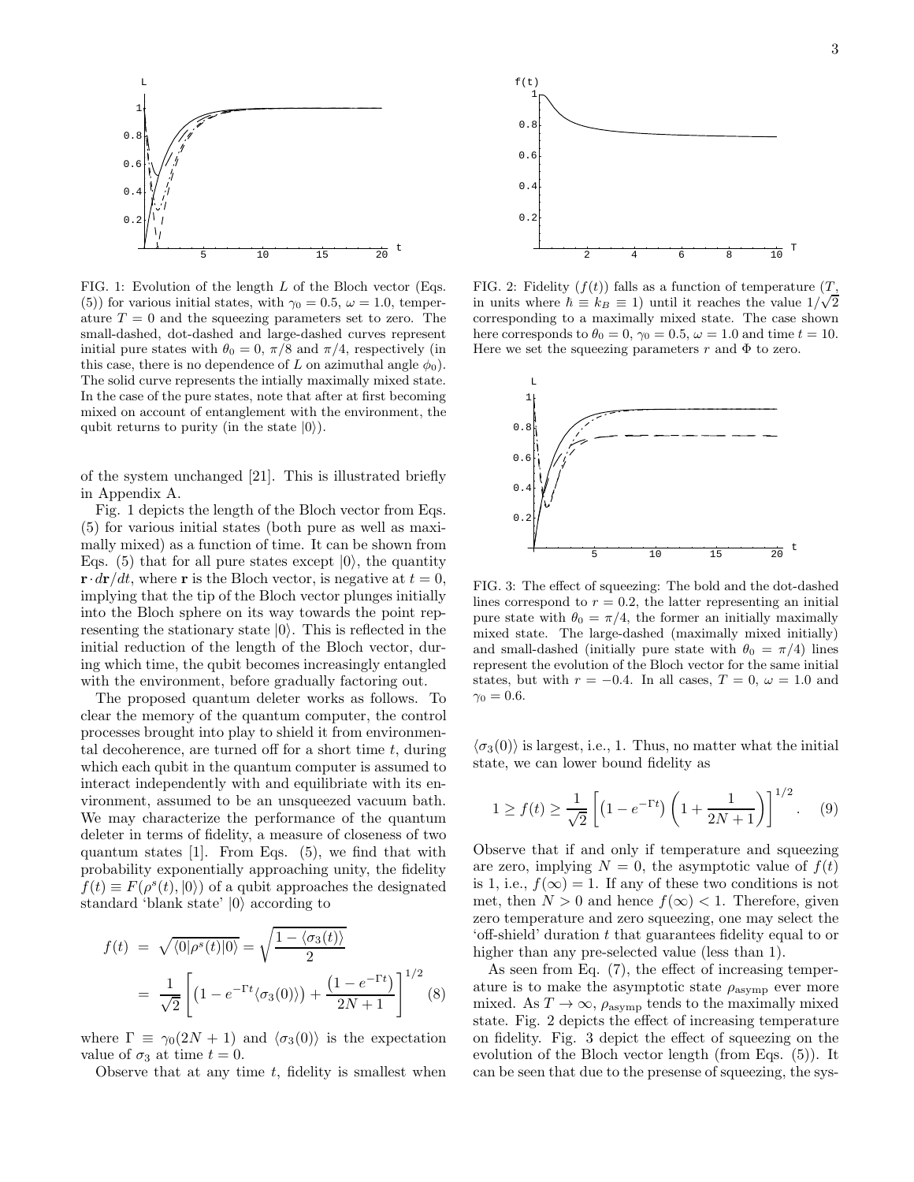FIG. 1: Evolution of the length $L$ of the Bloch vector (Eqs. (5)) for various initial states, with $\gamma_0 = 0.5$, $\omega = 1.0$, temperature $T = 0$ and the squeezing parameters set to zero. The small-dashed, dot-dashed and large-dashed curves represent initial pure states with $\theta_0 = 0$, $\pi/8$ and $\pi/4$, respectively (in this case, there is no dependence of $L$ on azimuthal angle $\phi_0$). The solid curve represents the intially maximally mixed state. In the case of the pure states, note that after at first becoming mixed on account of entanglement with the environment, the qubit returns to purity (in the state $|0\rangle$).

FIG. 2: Fidelity ($f(t)$) falls as a function of temperature ($T$, in units where $\hbar \equiv k_B \equiv 1$) until it reaches the value $1/\sqrt{2}$ corresponding to a maximally mixed state. The case shown here corresponds to $\theta_0 = 0$, $\gamma_0 = 0.5$, $\omega = 1.0$ and time $t = 10$. Here we set the squeezing parameters $r$ and $\Phi$ to zero.

FIG. 3: The effect of squeezing: The bold and the dot-dashed lines correspond to $r = 0.2$, the latter representing an initial pure state with $\theta_0 = \pi/4$, the former an initially maximally mixed state. The large-dashed (maximally mixed initially) and small-dashed (initially pure state with $\theta_0 = \pi/4$) lines represent the evolution of the Bloch vector for the same initial states, but with $r = -0.4$. In all cases, $T = 0$, $\omega = 1.0$ and $\gamma_0 = 0.6$.

of the system unchanged [21]. This is illustrated briefly in Appendix A.

Fig. 1 depicts the length of the Bloch vector from Eqs. (5) for various initial states (both pure as well as maximally mixed) as a function of time. It can be shown from Eqs. (5) that for all pure states except $|0\rangle$, the quantity $\mathbf{r} \cdot d\mathbf{r}/dt$, where $\mathbf{r}$ is the Bloch vector, is negative at $t = 0$, implying that the tip of the Bloch vector plunges initially into the Bloch sphere on its way towards the point representing the stationary state $|0\rangle$. This is reflected in the initial reduction of the length of the Bloch vector, during which time, the qubit becomes increasingly entangled with the environment, before gradually factoring out.

The proposed quantum deleter works as follows. To clear the memory of the quantum computer, the control processes brought into play to shield it from environmental decoherence, are turned off for a short time $t$, during which each qubit in the quantum computer is assumed to interact independently with and equilibriate with its environment, assumed to be an unsqueezed vacuum bath. We may characterize the performance of the quantum deleter in terms of fidelity, a measure of closeness of two quantum states [1]. From Eqs. (5), we find that with probability exponentially approaching unity, the fidelity $f(t) \equiv F(\rho^s(t), |0\rangle)$ of a qubit approaches the designated standard 'blank state' $|0\rangle$ according to

$$f(t) = \sqrt{\langle 0|\rho^s(t)|0\rangle} = \sqrt{\frac{1 - \langle\sigma_3(t)\rangle}{2}} = \frac{1}{\sqrt{2}} \left[ \left(1 - e^{-\Gamma t} \langle\sigma_3(0)\rangle\right) + \frac{\left(1 - e^{-\Gamma t}\right)}{2N + 1} \right]^{1/2} \quad (8)$$

where $\Gamma \equiv \gamma_0(2N + 1)$ and $\langle\sigma_3(0)\rangle$ is the expectation value of $\sigma_3$ at time $t = 0$.

Observe that at any time $t$, fidelity is smallest when $\langle\sigma_3(0)\rangle$ is largest, i.e., 1. Thus, no matter what the initial state, we can lower bound fidelity as

$$1 \geq f(t) \geq \frac{1}{\sqrt{2}} \left[ \left(1 - e^{-\Gamma t}\right) \left(1 + \frac{1}{2N + 1}\right) \right]^{1/2}. \quad (9)$$

Observe that if and only if temperature and squeezing are zero, implying $N = 0$, the asymptotic value of $f(t)$ is 1, i.e., $f(\infty) = 1$. If any of these two conditions is not met, then $N > 0$ and hence $f(\infty) < 1$. Therefore, given zero temperature and zero squeezing, one may select the 'off-shield' duration $t$ that guarantees fidelity equal to or higher than any pre-selected value (less than 1).

As seen from Eq. (7), the effect of increasing temperature is to make the asymptotic state $\rho_{\rm asymp}$ ever more mixed. As $T \to \infty$, $\rho_{\rm asymp}$ tends to the maximally mixed state. Fig. 2 depicts the effect of increasing temperature on fidelity. Fig. 3 depict the effect of squeezing on the evolution of the Bloch vector length (from Eqs. (5)). It can be seen that due to the presense of squeezing, the sys-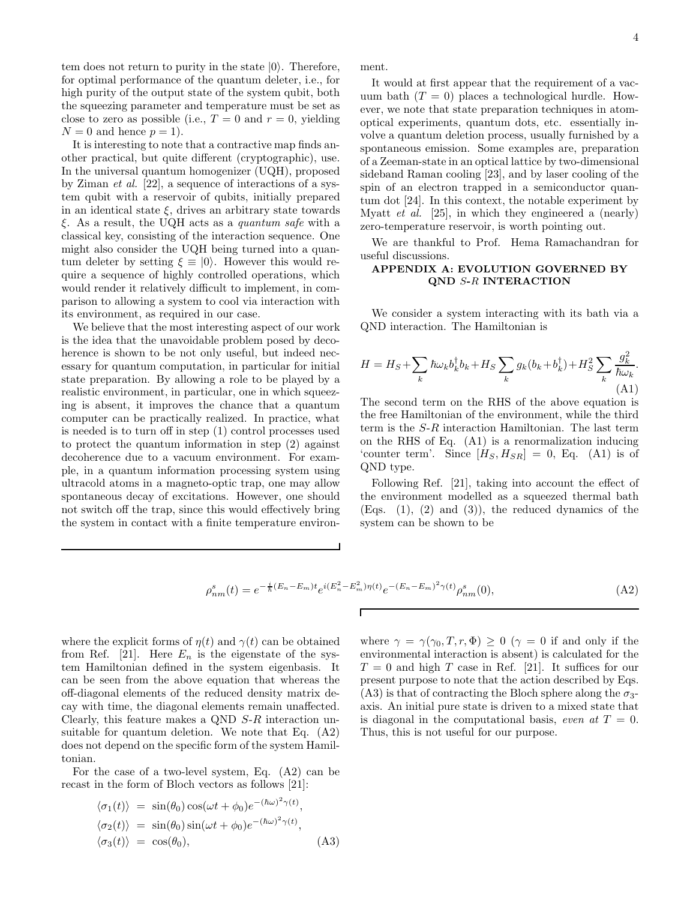tem does not return to purity in the state $|0\rangle$. Therefore, for optimal performance of the quantum deleter, i.e., for high purity of the output state of the system qubit, both the squeezing parameter and temperature must be set as close to zero as possible (i.e., $T = 0$ and $r = 0$, yielding $N = 0$ and hence $p = 1$).

It is interesting to note that a contractive map finds another practical, but quite different (cryptographic), use. In the universal quantum homogenizer (UQH), proposed by Ziman *et al.* [22], a sequence of interactions of a system qubit with a reservoir of qubits, initially prepared in an identical state $\xi$, drives an arbitrary state towards $\xi$. As a result, the UQH acts as a *quantum safe* with a classical key, consisting of the interaction sequence. One might also consider the UQH being turned into a quantum deleter by setting $\xi \equiv |0\rangle$. However this would require a sequence of highly controlled operations, which would render it relatively difficult to implement, in comparison to allowing a system to cool via interaction with its environment, as required in our case.

We believe that the most interesting aspect of our work is the idea that the unavoidable problem posed by decoherence is shown to be not only useful, but indeed necessary for quantum computation, in particular for initial state preparation. By allowing a role to be played by a realistic environment, in particular, one in which squeezing is absent, it improves the chance that a quantum computer can be practically realized. In practice, what is needed is to turn off in step (1) control processes used to protect the quantum information in step (2) against decoherence due to a vacuum environment. For example, in a quantum information processing system using ultracold atoms in a magneto-optic trap, one may allow spontaneous decay of excitations. However, one should not switch off the trap, since this would effectively bring the system in contact with a finite temperature environment.

It would at first appear that the requirement of a vacuum bath ($T = 0$) places a technological hurdle. However, we note that state preparation techniques in atom-optical experiments, quantum dots, etc. essentially involve a quantum deletion process, usually furnished by a spontaneous emission. Some examples are, preparation of a Zeeman-state in an optical lattice by two-dimensional sideband Raman cooling [23], and by laser cooling of the spin of an electron trapped in a semiconductor quantum dot [24]. In this context, the notable experiment by Myatt *et al.* [25], in which they engineered a (nearly) zero-temperature reservoir, is worth pointing out.

We are thankful to Prof. Hema Ramachandran for useful discussions.

## APPENDIX A: EVOLUTION GOVERNED BY QND $S$-$R$ INTERACTION

We consider a system interacting with its bath via a QND interaction. The Hamiltonian is

$$H = H_S + \sum_k \hbar\omega_k b_k^\dagger b_k + H_S \sum_k g_k(b_k + b_k^\dagger) + H_S^2 \sum_k \frac{g_k^2}{\hbar\omega_k}. \tag{A1}$$

The second term on the RHS of the above equation is the free Hamiltonian of the environment, while the third term is the $S$-$R$ interaction Hamiltonian. The last term on the RHS of Eq. (A1) is a renormalization inducing 'counter term'. Since $[H_S, H_{SR}] = 0$, Eq. (A1) is of QND type.

Following Ref. [21], taking into account the effect of the environment modelled as a squeezed thermal bath (Eqs. (1), (2) and (3)), the reduced dynamics of the system can be shown to be

$$\rho^s_{nm}(t) = e^{-\frac{i}{\hbar}(E_n - E_m)t} e^{i(E_n^2 - E_m^2)\eta(t)} e^{-(E_n - E_m)^2\gamma(t)} \rho^s_{nm}(0), \tag{A2}$$

where the explicit forms of $\eta(t)$ and $\gamma(t)$ can be obtained from Ref. [21]. Here $E_n$ is the eigenstate of the system Hamiltonian defined in the system eigenbasis. It can be seen from the above equation that whereas the off-diagonal elements of the reduced density matrix decay with time, the diagonal elements remain unaffected. Clearly, this feature makes a QND $S$-$R$ interaction unsuitable for quantum deletion. We note that Eq. (A2) does not depend on the specific form of the system Hamiltonian.

For the case of a two-level system, Eq. (A2) can be recast in the form of Bloch vectors as follows [21]:

$$\begin{aligned}
\langle\sigma_1(t)\rangle &= \sin(\theta_0)\cos(\omega t + \phi_0)e^{-(\hbar\omega)^2\gamma(t)}, \\
\langle\sigma_2(t)\rangle &= \sin(\theta_0)\sin(\omega t + \phi_0)e^{-(\hbar\omega)^2\gamma(t)}, \\
\langle\sigma_3(t)\rangle &= \cos(\theta_0),
\end{aligned} \tag{A3}$$

where $\gamma = \gamma(\gamma_0, T, r, \Phi) \geq 0$ ($\gamma = 0$ if and only if the environmental interaction is absent) is calculated for the $T = 0$ and high $T$ case in Ref. [21]. It suffices for our present purpose to note that the action described by Eqs. (A3) is that of contracting the Bloch sphere along the $\sigma_3$-axis. An initial pure state is driven to a mixed state that is diagonal in the computational basis, *even at* $T = 0$. Thus, this is not useful for our purpose.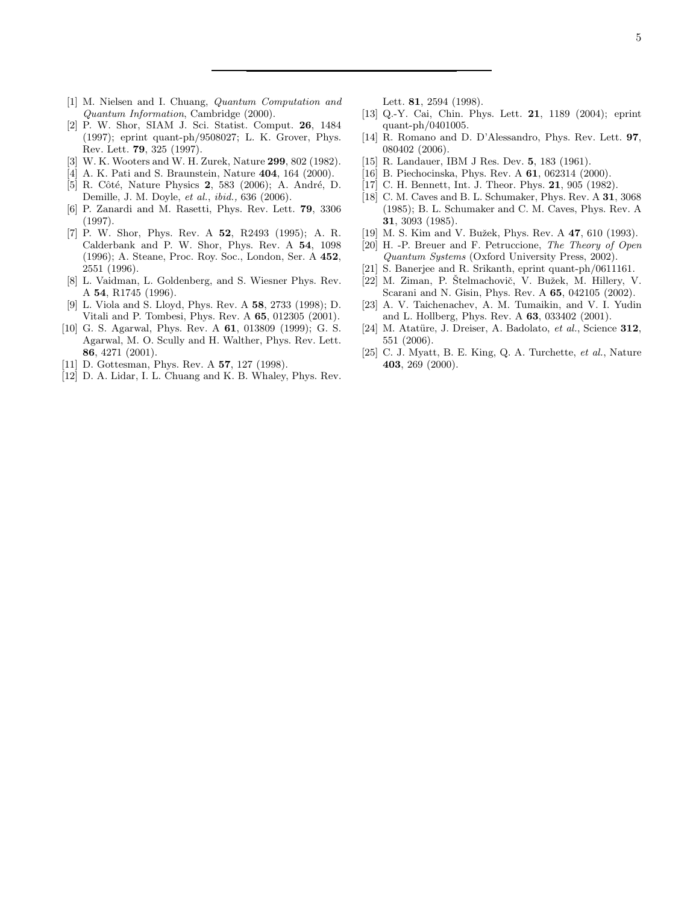[1] M. Nielsen and I. Chuang, *Quantum Computation and Quantum Information*, Cambridge (2000).

[2] P. W. Shor, SIAM J. Sci. Statist. Comput. **26**, 1484 (1997); eprint quant-ph/9508027; L. K. Grover, Phys. Rev. Lett. **79**, 325 (1997).

[3] W. K. Wooters and W. H. Zurek, Nature **299**, 802 (1982).

[4] A. K. Pati and S. Braunstein, Nature **404**, 164 (2000).

[5] R. Côté, Nature Physics **2**, 583 (2006); A. André, D. Demille, J. M. Doyle, *et al.*, *ibid.,* 636 (2006).

[6] P. Zanardi and M. Rasetti, Phys. Rev. Lett. **79**, 3306 (1997).

[7] P. W. Shor, Phys. Rev. A **52**, R2493 (1995); A. R. Calderbank and P. W. Shor, Phys. Rev. A **54**, 1098 (1996); A. Steane, Proc. Roy. Soc., London, Ser. A **452**, 2551 (1996).

[8] L. Vaidman, L. Goldenberg, and S. Wiesner Phys. Rev. A **54**, R1745 (1996).

[9] L. Viola and S. Lloyd, Phys. Rev. A **58**, 2733 (1998); D. Vitali and P. Tombesi, Phys. Rev. A **65**, 012305 (2001).

[10] G. S. Agarwal, Phys. Rev. A **61**, 013809 (1999); G. S. Agarwal, M. O. Scully and H. Walther, Phys. Rev. Lett. **86**, 4271 (2001).

[11] D. Gottesman, Phys. Rev. A **57**, 127 (1998).

[12] D. A. Lidar, I. L. Chuang and K. B. Whaley, Phys. Rev. Lett. **81**, 2594 (1998).

[13] Q.-Y. Cai, Chin. Phys. Lett. **21**, 1189 (2004); eprint quant-ph/0401005.

[14] R. Romano and D. D'Alessandro, Phys. Rev. Lett. **97**, 080402 (2006).

[15] R. Landauer, IBM J Res. Dev. **5**, 183 (1961).

[16] B. Piechocinska, Phys. Rev. A **61**, 062314 (2000).

[17] C. H. Bennett, Int. J. Theor. Phys. **21**, 905 (1982).

[18] C. M. Caves and B. L. Schumaker, Phys. Rev. A **31**, 3068 (1985); B. L. Schumaker and C. M. Caves, Phys. Rev. A **31**, 3093 (1985).

[19] M. S. Kim and V. Bužek, Phys. Rev. A **47**, 610 (1993).

[20] H. -P. Breuer and F. Petruccione, *The Theory of Open Quantum Systems* (Oxford University Press, 2002).

[21] S. Banerjee and R. Srikanth, eprint quant-ph/0611161.

[22] M. Ziman, P. Štelmachovič, V. Bužek, M. Hillery, V. Scarani and N. Gisin, Phys. Rev. A **65**, 042105 (2002).

[23] A. V. Taichenachev, A. M. Tumaikin, and V. I. Yudin and L. Hollberg, Phys. Rev. A **63**, 033402 (2001).

[24] M. Atatüre, J. Dreiser, A. Badolato, *et al.*, Science **312**, 551 (2006).

[25] C. J. Myatt, B. E. King, Q. A. Turchette, *et al.*, Nature **403**, 269 (2000).